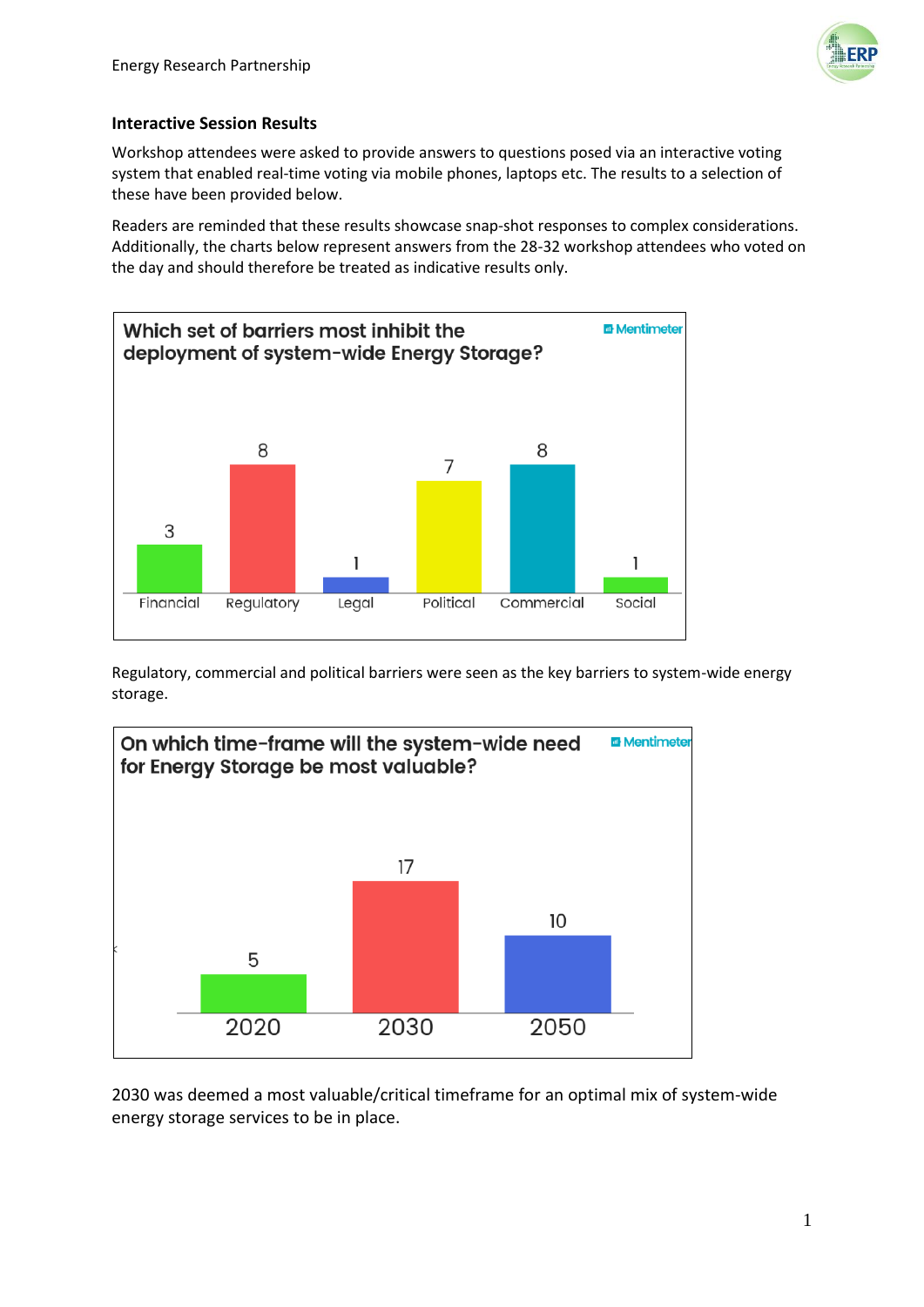## Interactive Session Results

Workshop attendees were asked to provide answers to questions posed via an interactive voting system that enabled real-time voting via mobile phones, laptops etc. The results to a selection of these have been provided below.

Readers are reminded that these results showcase snap-shot responses to complex considerations. Additionally, the charts below represent answers from the 28-32 workshop attendees who voted on the day and should therefore be treated as indicative results only.

**Which set of barriers most inhibit the deployment of system-wide Energy Storage?**

| Financial | Regulatory | Legal | Political | Commercial | Social |
|---|---|---|---|---|---|
| 3 | 8 | 1 | 7 | 8 | 1 |

Regulatory, commercial and political barriers were seen as the key barriers to system-wide energy storage.

**On which time-frame will the system-wide need for Energy Storage be most valuable?**

| 2020 | 2030 | 2050 |
|---|---|---|
| 5 | 17 | 10 |

2030 was deemed a most valuable/critical timeframe for an optimal mix of system-wide energy storage services to be in place.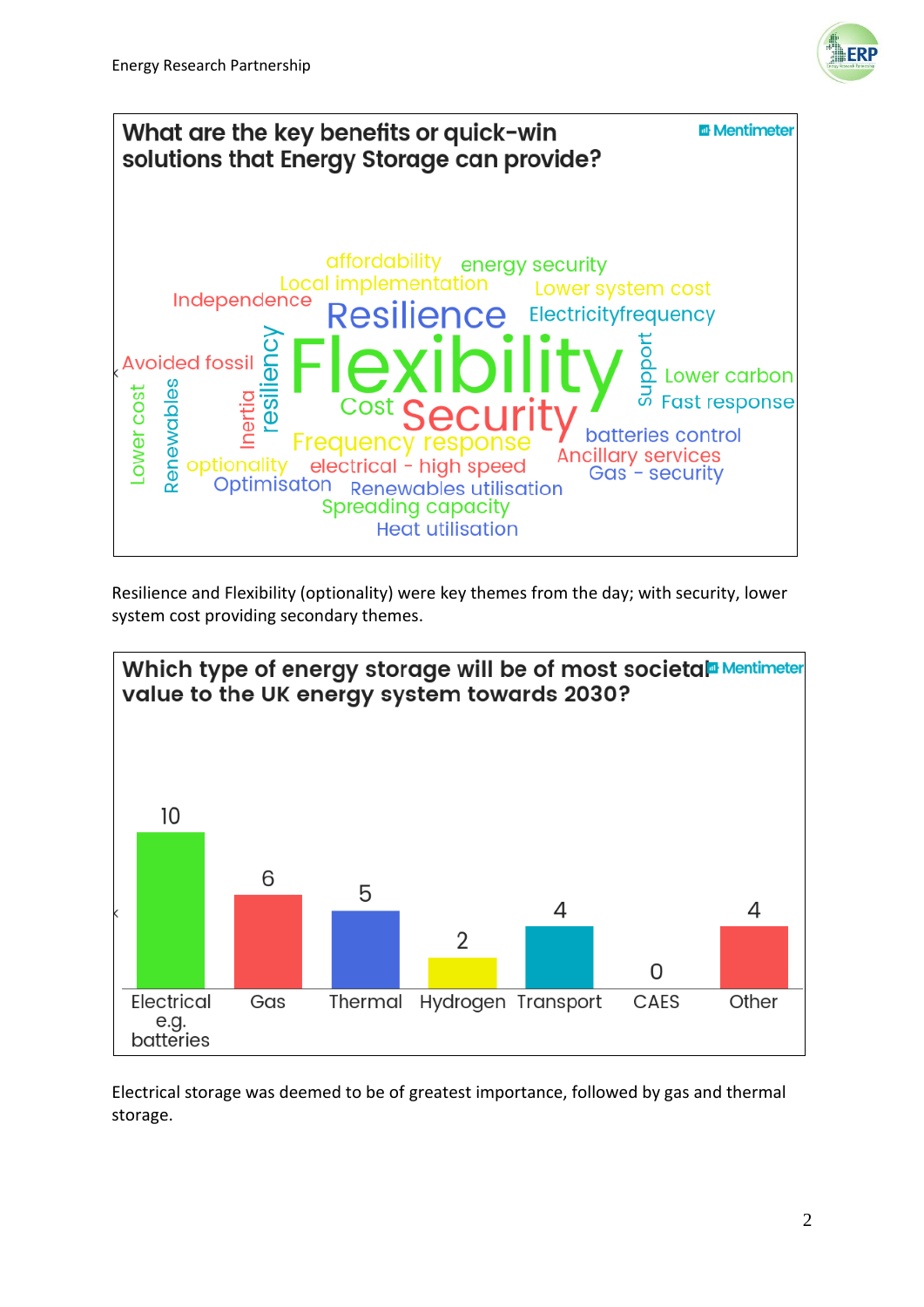## What are the key benefits or quick-win solutions that Energy Storage can provide?

Flexibility, Security, Resilience, resiliency, Cost, affordability, energy security, Local implementation, Lower system cost, Independence, Electricityfrequency, Avoided fossil, support, Lower carbon, Fast response, Lower cost, Renewables, Inertia, Frequency response, batteries control, optionality, electrical - high speed, Ancillary services, Gas - security, Optimisaton, Renewables utilisation, Spreading capacity, Heat utilisation

Resilience and Flexibility (optionality) were key themes from the day; with security, lower system cost providing secondary themes.

## Which type of energy storage will be of most societal value to the UK energy system towards 2030?

| Type | Votes |
|---|---|
| Electrical e.g. batteries | 10 |
| Gas | 6 |
| Thermal | 5 |
| Hydrogen | 2 |
| Transport | 4 |
| CAES | 0 |
| Other | 4 |

Electrical storage was deemed to be of greatest importance, followed by gas and thermal storage.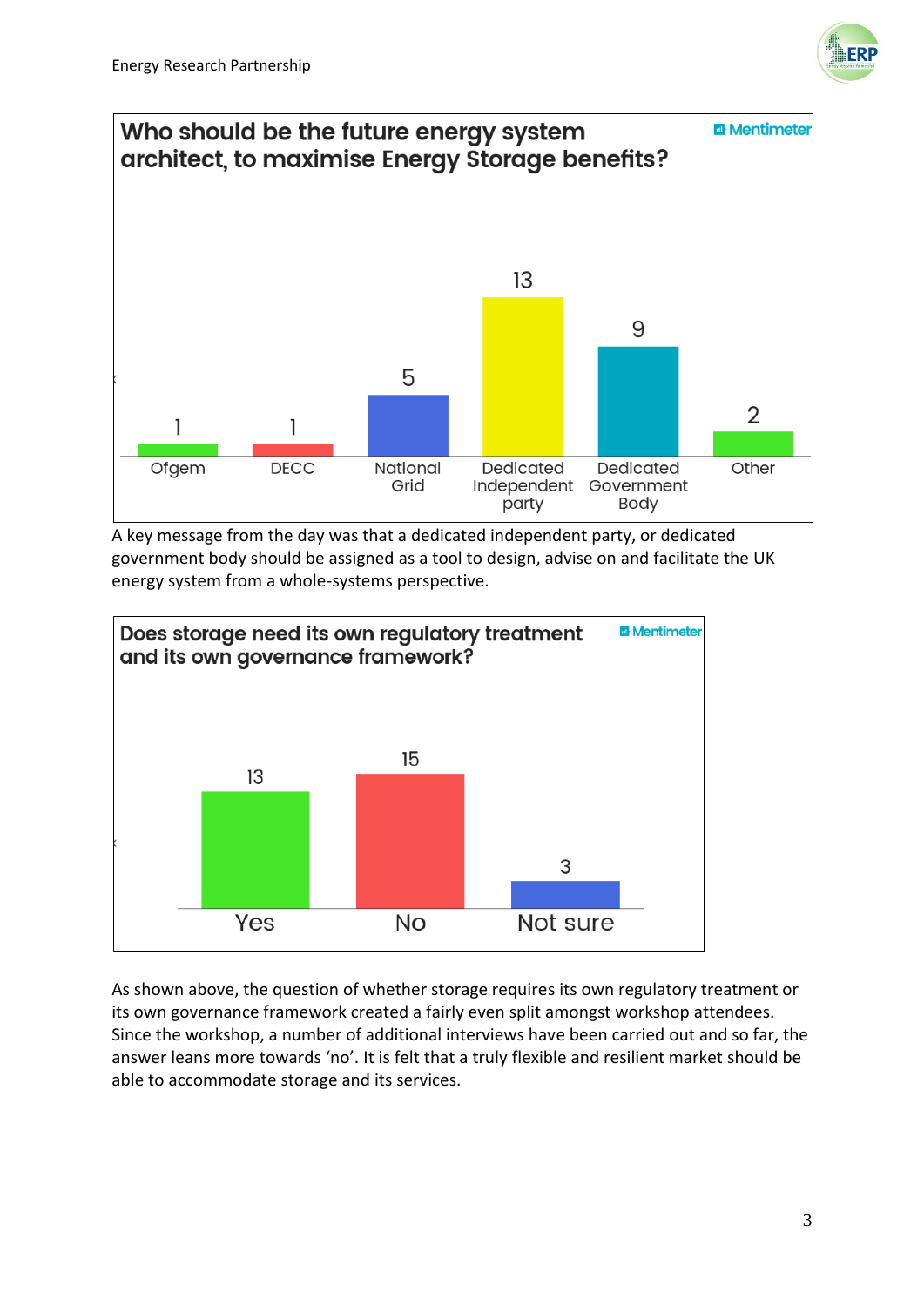**Who should be the future energy system architect, to maximise Energy Storage benefits?**

| Option | Votes |
|---|---|
| Ofgem | 1 |
| DECC | 1 |
| National Grid | 5 |
| Dedicated Independent party | 13 |
| Dedicated Government Body | 9 |
| Other | 2 |

A key message from the day was that a dedicated independent party, or dedicated government body should be assigned as a tool to design, advise on and facilitate the UK energy system from a whole-systems perspective.

**Does storage need its own regulatory treatment and its own governance framework?**

| Option | Votes |
|---|---|
| Yes | 13 |
| No | 15 |
| Not sure | 3 |

As shown above, the question of whether storage requires its own regulatory treatment or its own governance framework created a fairly even split amongst workshop attendees. Since the workshop, a number of additional interviews have been carried out and so far, the answer leans more towards 'no'. It is felt that a truly flexible and resilient market should be able to accommodate storage and its services.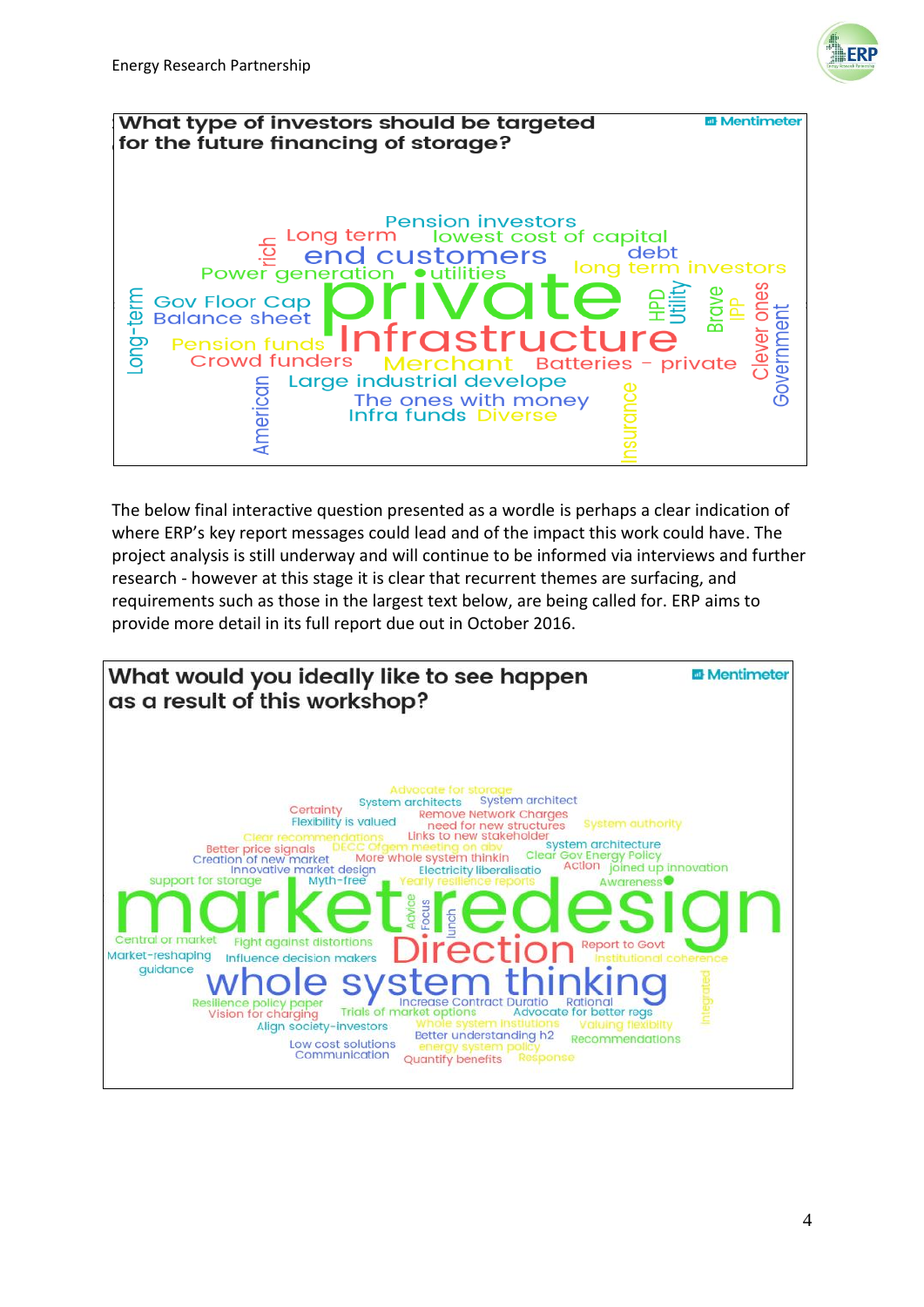What type of investors should be targeted for the future financing of storage?

Mentimeter

Pension investors
Long term
lowest cost of capital
rich
end customers
debt
Power generation
utilities
long term investors
Long-term
Gov Floor Cap
Balance sheet
private
HPD
Utility
Brave
IPP
Clever ones
Government
Pension funds
Infrastructure
Crowd funders
Merchant
Batteries - private
Large industrial develope
American
The ones with money
Infra funds
Diverse
Insurance

The below final interactive question presented as a wordle is perhaps a clear indication of where ERP's key report messages could lead and of the impact this work could have. The project analysis is still underway and will continue to be informed via interviews and further research - however at this stage it is clear that recurrent themes are surfacing, and requirements such as those in the largest text below, are being called for. ERP aims to provide more detail in its full report due out in October 2016.

What would you ideally like to see happen as a result of this workshop?

Mentimeter

Advocate for storage
Certainty
System architects
System architect
Flexibility is valued
Remove Network Charges
need for new structures
System authority
Clear recommendations
Links to new stakeholder
Better price signals
DECC Ofgem meeting on abv
system architecture
Creation of new market
More whole system thinkin
Clear Gov Energy Policy
Innovative market design
Electricity liberalisatio
Action
joined up innovation
support for storage
Myth-free
Yearly resilience reports
Awareness
market redesign
Advice
Focus
lunch
Central or market
Fight against distortions
Direction
Report to Govt
Market-reshaping
Influence decision makers
Institutional coherence
guidance
whole system thinking
Integrated
Resilience policy paper
Increase Contract Duratio
Rational
Vision for charging
Trials of market options
Advocate for better regs
Align society-investors
Whole system institutions
Valuing flexibilty
Better understanding h2
Recommendations
Low cost solutions
energy system policy
Communication
Quantify benefits
Response